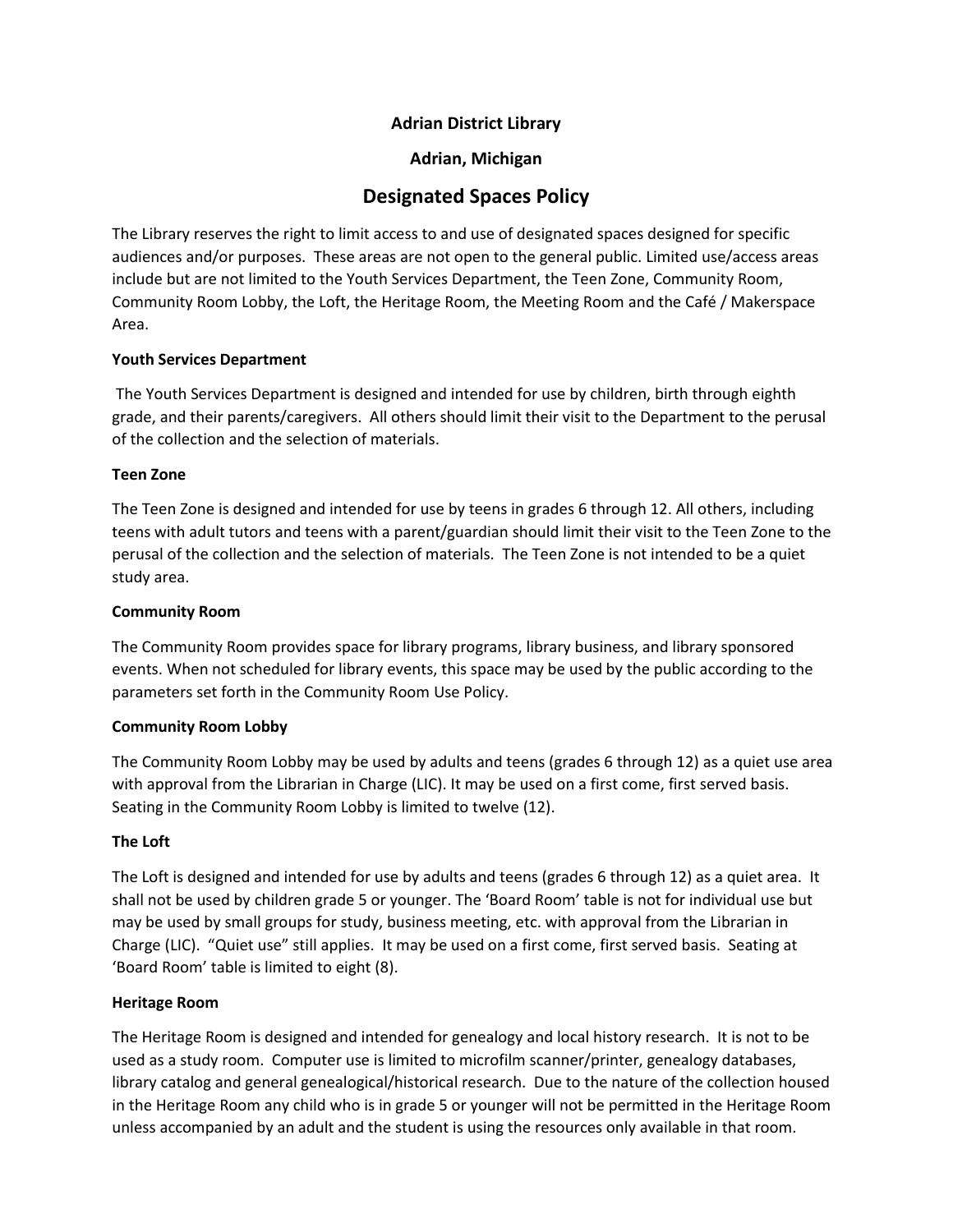**Adrian District Library**

**Adrian, Michigan**

# Designated Spaces Policy

The Library reserves the right to limit access to and use of designated spaces designed for specific audiences and/or purposes. These areas are not open to the general public. Limited use/access areas include but are not limited to the Youth Services Department, the Teen Zone, Community Room, Community Room Lobby, the Loft, the Heritage Room, the Meeting Room and the Café / Makerspace Area.

**Youth Services Department**

The Youth Services Department is designed and intended for use by children, birth through eighth grade, and their parents/caregivers. All others should limit their visit to the Department to the perusal of the collection and the selection of materials.

**Teen Zone**

The Teen Zone is designed and intended for use by teens in grades 6 through 12. All others, including teens with adult tutors and teens with a parent/guardian should limit their visit to the Teen Zone to the perusal of the collection and the selection of materials. The Teen Zone is not intended to be a quiet study area.

**Community Room**

The Community Room provides space for library programs, library business, and library sponsored events. When not scheduled for library events, this space may be used by the public according to the parameters set forth in the Community Room Use Policy.

**Community Room Lobby**

The Community Room Lobby may be used by adults and teens (grades 6 through 12) as a quiet use area with approval from the Librarian in Charge (LIC). It may be used on a first come, first served basis. Seating in the Community Room Lobby is limited to twelve (12).

**The Loft**

The Loft is designed and intended for use by adults and teens (grades 6 through 12) as a quiet area. It shall not be used by children grade 5 or younger. The 'Board Room' table is not for individual use but may be used by small groups for study, business meeting, etc. with approval from the Librarian in Charge (LIC). "Quiet use" still applies. It may be used on a first come, first served basis. Seating at 'Board Room' table is limited to eight (8).

**Heritage Room**

The Heritage Room is designed and intended for genealogy and local history research. It is not to be used as a study room. Computer use is limited to microfilm scanner/printer, genealogy databases, library catalog and general genealogical/historical research. Due to the nature of the collection housed in the Heritage Room any child who is in grade 5 or younger will not be permitted in the Heritage Room unless accompanied by an adult and the student is using the resources only available in that room.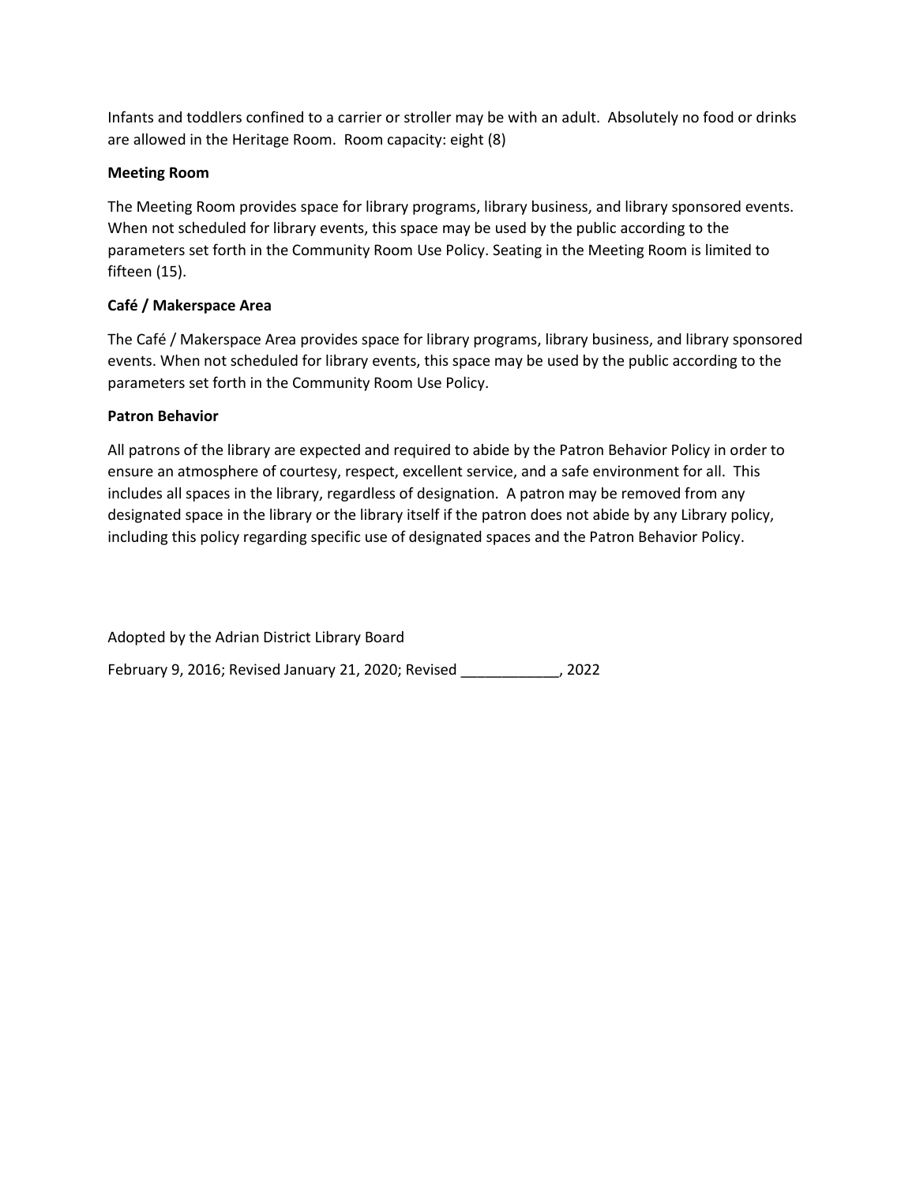Infants and toddlers confined to a carrier or stroller may be with an adult. Absolutely no food or drinks are allowed in the Heritage Room. Room capacity: eight (8)

**Meeting Room**

The Meeting Room provides space for library programs, library business, and library sponsored events. When not scheduled for library events, this space may be used by the public according to the parameters set forth in the Community Room Use Policy. Seating in the Meeting Room is limited to fifteen (15).

**Café / Makerspace Area**

The Café / Makerspace Area provides space for library programs, library business, and library sponsored events. When not scheduled for library events, this space may be used by the public according to the parameters set forth in the Community Room Use Policy.

**Patron Behavior**

All patrons of the library are expected and required to abide by the Patron Behavior Policy in order to ensure an atmosphere of courtesy, respect, excellent service, and a safe environment for all. This includes all spaces in the library, regardless of designation. A patron may be removed from any designated space in the library or the library itself if the patron does not abide by any Library policy, including this policy regarding specific use of designated spaces and the Patron Behavior Policy.

Adopted by the Adrian District Library Board

February 9, 2016; Revised January 21, 2020; Revised ____________, 2022